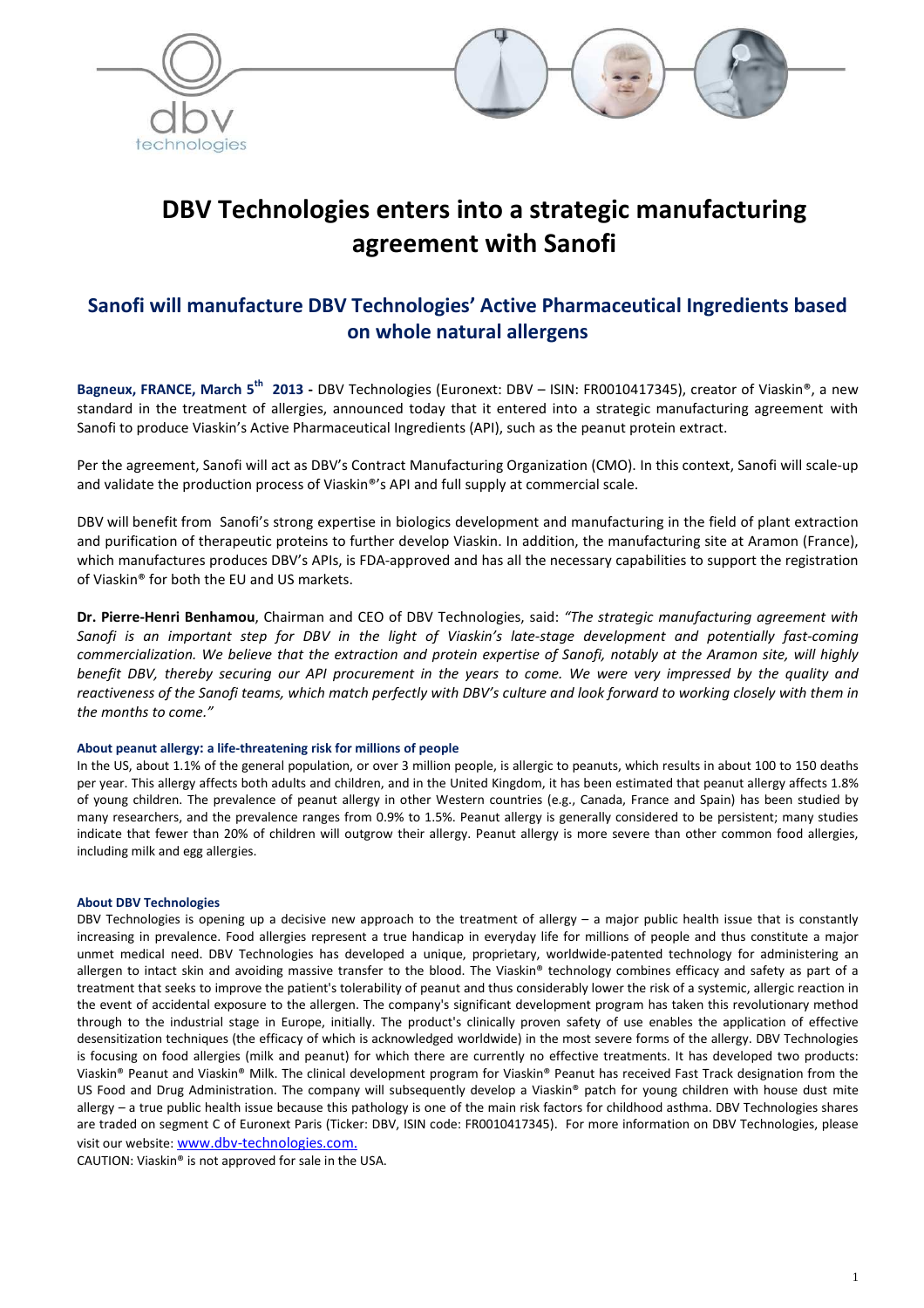# DBV Technologies enters into a strategic manufacturing agreement with Sanofi

## Sanofi will manufacture DBV Technologies' Active Pharmaceutical Ingredients based on whole natural allergens

**Bagneux, FRANCE, March 5th 2013 -** DBV Technologies (Euronext: DBV – ISIN: FR0010417345), creator of Viaskin®, a new standard in the treatment of allergies, announced today that it entered into a strategic manufacturing agreement with Sanofi to produce Viaskin's Active Pharmaceutical Ingredients (API), such as the peanut protein extract.

Per the agreement, Sanofi will act as DBV's Contract Manufacturing Organization (CMO). In this context, Sanofi will scale-up and validate the production process of Viaskin®'s API and full supply at commercial scale.

DBV will benefit from Sanofi's strong expertise in biologics development and manufacturing in the field of plant extraction and purification of therapeutic proteins to further develop Viaskin. In addition, the manufacturing site at Aramon (France), which manufactures produces DBV's APIs, is FDA-approved and has all the necessary capabilities to support the registration of Viaskin® for both the EU and US markets.

**Dr. Pierre-Henri Benhamou**, Chairman and CEO of DBV Technologies, said: *"The strategic manufacturing agreement with Sanofi is an important step for DBV in the light of Viaskin's late-stage development and potentially fast-coming commercialization. We believe that the extraction and protein expertise of Sanofi, notably at the Aramon site, will highly benefit DBV, thereby securing our API procurement in the years to come. We were very impressed by the quality and reactiveness of the Sanofi teams, which match perfectly with DBV's culture and look forward to working closely with them in the months to come."*

#### About peanut allergy: a life-threatening risk for millions of people

In the US, about 1.1% of the general population, or over 3 million people, is allergic to peanuts, which results in about 100 to 150 deaths per year. This allergy affects both adults and children, and in the United Kingdom, it has been estimated that peanut allergy affects 1.8% of young children. The prevalence of peanut allergy in other Western countries (e.g., Canada, France and Spain) has been studied by many researchers, and the prevalence ranges from 0.9% to 1.5%. Peanut allergy is generally considered to be persistent; many studies indicate that fewer than 20% of children will outgrow their allergy. Peanut allergy is more severe than other common food allergies, including milk and egg allergies.

#### About DBV Technologies

DBV Technologies is opening up a decisive new approach to the treatment of allergy – a major public health issue that is constantly increasing in prevalence. Food allergies represent a true handicap in everyday life for millions of people and thus constitute a major unmet medical need. DBV Technologies has developed a unique, proprietary, worldwide-patented technology for administering an allergen to intact skin and avoiding massive transfer to the blood. The Viaskin® technology combines efficacy and safety as part of a treatment that seeks to improve the patient's tolerability of peanut and thus considerably lower the risk of a systemic, allergic reaction in the event of accidental exposure to the allergen. The company's significant development program has taken this revolutionary method through to the industrial stage in Europe, initially. The product's clinically proven safety of use enables the application of effective desensitization techniques (the efficacy of which is acknowledged worldwide) in the most severe forms of the allergy. DBV Technologies is focusing on food allergies (milk and peanut) for which there are currently no effective treatments. It has developed two products: Viaskin® Peanut and Viaskin® Milk. The clinical development program for Viaskin® Peanut has received Fast Track designation from the US Food and Drug Administration. The company will subsequently develop a Viaskin® patch for young children with house dust mite allergy – a true public health issue because this pathology is one of the main risk factors for childhood asthma. DBV Technologies shares are traded on segment C of Euronext Paris (Ticker: DBV, ISIN code: FR0010417345). For more information on DBV Technologies, please visit our website: www.dbv-technologies.com.

CAUTION: Viaskin® is not approved for sale in the USA.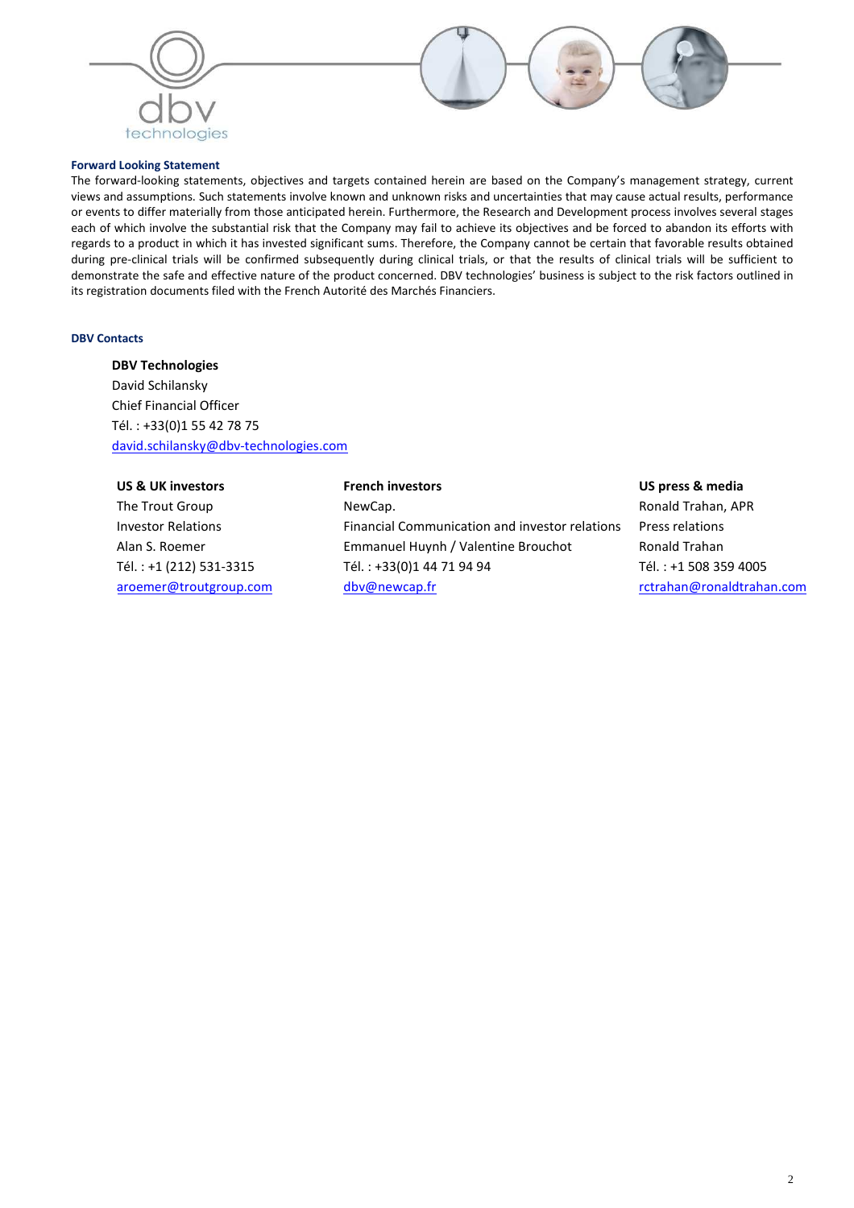### Forward Looking Statement

The forward-looking statements, objectives and targets contained herein are based on the Company's management strategy, current views and assumptions. Such statements involve known and unknown risks and uncertainties that may cause actual results, performance or events to differ materially from those anticipated herein. Furthermore, the Research and Development process involves several stages each of which involve the substantial risk that the Company may fail to achieve its objectives and be forced to abandon its efforts with regards to a product in which it has invested significant sums. Therefore, the Company cannot be certain that favorable results obtained during pre-clinical trials will be confirmed subsequently during clinical trials, or that the results of clinical trials will be sufficient to demonstrate the safe and effective nature of the product concerned. DBV technologies' business is subject to the risk factors outlined in its registration documents filed with the French Autorité des Marchés Financiers.

### DBV Contacts

**DBV Technologies**
David Schilansky
Chief Financial Officer
Tél. : +33(0)1 55 42 78 75
david.schilansky@dbv-technologies.com

**US & UK investors**
The Trout Group
Investor Relations
Alan S. Roemer
Tél. : +1 (212) 531-3315
aroemer@troutgroup.com

**French investors**
NewCap.
Financial Communication and investor relations
Emmanuel Huynh / Valentine Brouchot
Tél. : +33(0)1 44 71 94 94
dbv@newcap.fr

**US press & media**
Ronald Trahan, APR
Press relations
Ronald Trahan
Tél. : +1 508 359 4005
rctrahan@ronaldtrahan.com